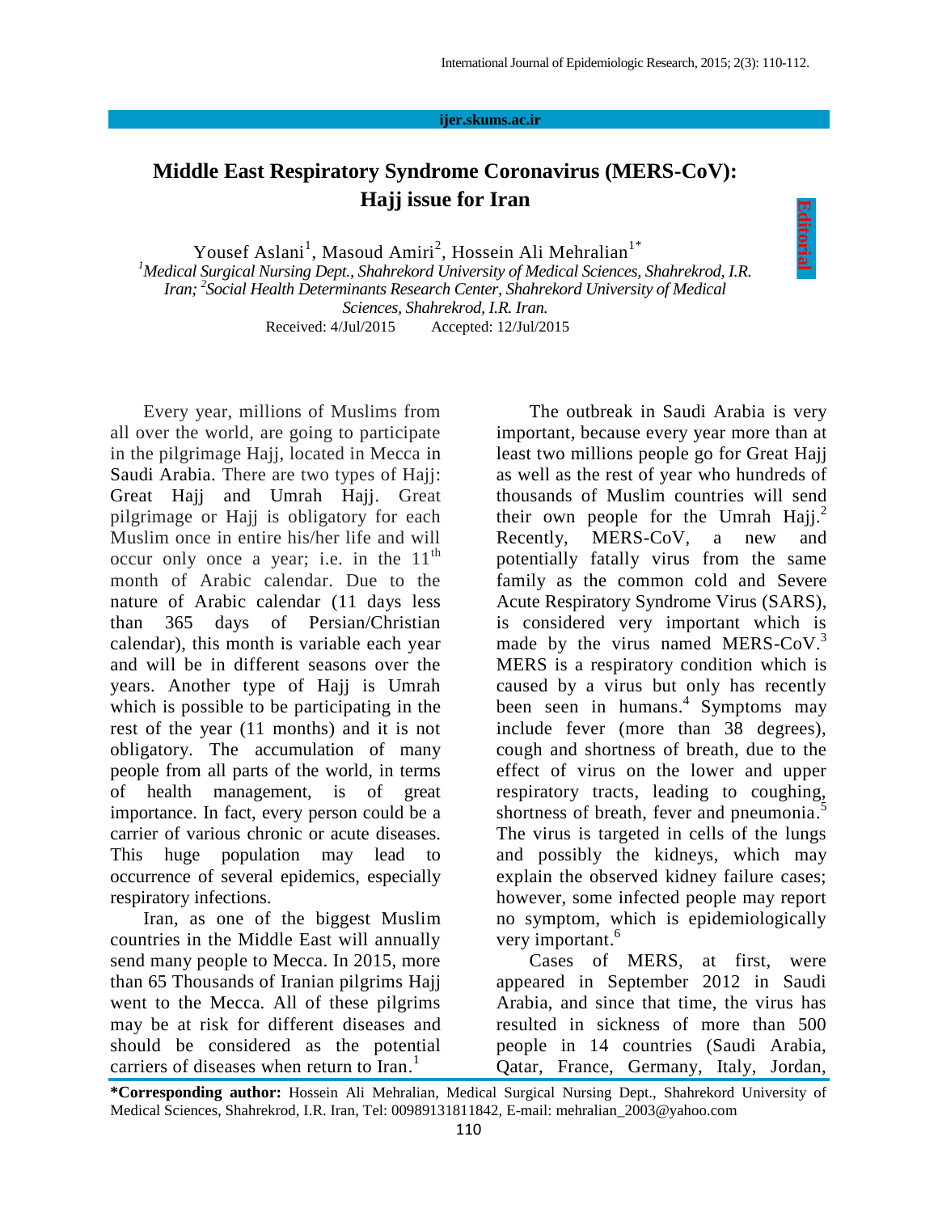# Middle East Respiratory Syndrome Coronavirus (MERS-CoV): Hajj issue for Iran

Editorial

Yousef Aslani[1], Masoud Amiri[2], Hossein Ali Mehralian[1*]

[1]*Medical Surgical Nursing Dept., Shahrekord University of Medical Sciences, Shahrekord, I.R. Iran;* [2]*Social Health Determinants Research Center, Shahrekord University of Medical Sciences, Shahrekord, I.R. Iran.*

Received: 4/Jul/2015 Accepted: 12/Jul/2015

Every year, millions of Muslims from all over the world, are going to participate in the pilgrimage Hajj, located in Mecca in Saudi Arabia. There are two types of Hajj: Great Hajj and Umrah Hajj. Great pilgrimage or Hajj is obligatory for each Muslim once in entire his/her life and will occur only once a year; i.e. in the 11th month of Arabic calendar. Due to the nature of Arabic calendar (11 days less than 365 days of Persian/Christian calendar), this month is variable each year and will be in different seasons over the years. Another type of Hajj is Umrah which is possible to be participating in the rest of the year (11 months) and it is not obligatory. The accumulation of many people from all parts of the world, in terms of health management, is of great importance. In fact, every person could be a carrier of various chronic or acute diseases. This huge population may lead to occurrence of several epidemics, especially respiratory infections.

Iran, as one of the biggest Muslim countries in the Middle East will annually send many people to Mecca. In 2015, more than 65 Thousands of Iranian pilgrims Hajj went to the Mecca. All of these pilgrims may be at risk for different diseases and should be considered as the potential carriers of diseases when return to Iran.[1]

The outbreak in Saudi Arabia is very important, because every year more than at least two millions people go for Great Hajj as well as the rest of year who hundreds of thousands of Muslim countries will send their own people for the Umrah Hajj.[2] Recently, MERS-CoV, a new and potentially fatally virus from the same family as the common cold and Severe Acute Respiratory Syndrome Virus (SARS), is considered very important which is made by the virus named MERS-CoV.[3] MERS is a respiratory condition which is caused by a virus but only has recently been seen in humans.[4] Symptoms may include fever (more than 38 degrees), cough and shortness of breath, due to the effect of virus on the lower and upper respiratory tracts, leading to coughing, shortness of breath, fever and pneumonia.[5] The virus is targeted in cells of the lungs and possibly the kidneys, which may explain the observed kidney failure cases; however, some infected people may report no symptom, which is epidemiologically very important.[6]

Cases of MERS, at first, were appeared in September 2012 in Saudi Arabia, and since that time, the virus has resulted in sickness of more than 500 people in 14 countries (Saudi Arabia, Qatar, France, Germany, Italy, Jordan,

**\*Corresponding author:** Hossein Ali Mehralian, Medical Surgical Nursing Dept., Shahrekord University of Medical Sciences, Shahrekord, I.R. Iran, Tel: 00989131811842, E-mail: mehralian_2003@yahoo.com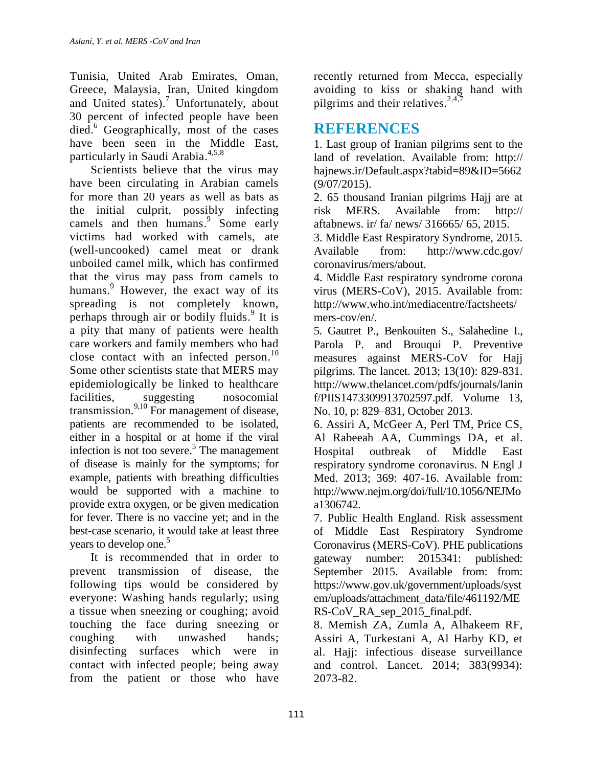Tunisia, United Arab Emirates, Oman, Greece, Malaysia, Iran, United kingdom and United states).[7] Unfortunately, about 30 percent of infected people have been died.[6] Geographically, most of the cases have been seen in the Middle East, particularly in Saudi Arabia.[4,5,8]

Scientists believe that the virus may have been circulating in Arabian camels for more than 20 years as well as bats as the initial culprit, possibly infecting camels and then humans.[9] Some early victims had worked with camels, ate (well-uncooked) camel meat or drank unboiled camel milk, which has confirmed that the virus may pass from camels to humans.[9] However, the exact way of its spreading is not completely known, perhaps through air or bodily fluids.[9] It is a pity that many of patients were health care workers and family members who had close contact with an infected person.[10] Some other scientists state that MERS may epidemiologically be linked to healthcare facilities, suggesting nosocomial transmission.[9,10] For management of disease, patients are recommended to be isolated, either in a hospital or at home if the viral infection is not too severe.[5] The management of disease is mainly for the symptoms; for example, patients with breathing difficulties would be supported with a machine to provide extra oxygen, or be given medication for fever. There is no vaccine yet; and in the best-case scenario, it would take at least three years to develop one.[5]

It is recommended that in order to prevent transmission of disease, the following tips would be considered by everyone: Washing hands regularly; using a tissue when sneezing or coughing; avoid touching the face during sneezing or coughing with unwashed hands; disinfecting surfaces which were in contact with infected people; being away from the patient or those who have recently returned from Mecca, especially avoiding to kiss or shaking hand with pilgrims and their relatives.[2,4,7]

## REFERENCES

1. Last group of Iranian pilgrims sent to the land of revelation. Available from: http:// hajnews.ir/Default.aspx?tabid=89&ID=5662 (9/07/2015).
2. 65 thousand Iranian pilgrims Hajj are at risk MERS. Available from: http:// aftabnews. ir/ fa/ news/ 316665/ 65, 2015.
3. Middle East Respiratory Syndrome, 2015. Available from: http://www.cdc.gov/ coronavirus/mers/about.
4. Middle East respiratory syndrome corona virus (MERS-CoV), 2015. Available from: http://www.who.int/mediacentre/factsheets/ mers-cov/en/.
5. Gautret P., Benkouiten S., Salahedine I., Parola P. and Brouqui P. Preventive measures against MERS-CoV for Hajj pilgrims. The lancet. 2013; 13(10): 829-831. http://www.thelancet.com/pdfs/journals/laninf/PIIS1473309913702597.pdf. Volume 13, No. 10, p: 829–831, October 2013.
6. Assiri A, McGeer A, Perl TM, Price CS, Al Rabeeah AA, Cummings DA, et al. Hospital outbreak of Middle East respiratory syndrome coronavirus. N Engl J Med. 2013; 369: 407-16. Available from: http://www.nejm.org/doi/full/10.1056/NEJMoa1306742.
7. Public Health England. Risk assessment of Middle East Respiratory Syndrome Coronavirus (MERS-CoV). PHE publications gateway number: 2015341: published: September 2015. Available from: from: https://www.gov.uk/government/uploads/system/uploads/attachment_data/file/461192/MERS-CoV_RA_sep_2015_final.pdf.
8. Memish ZA, Zumla A, Alhakeem RF, Assiri A, Turkestani A, Al Harby KD, et al. Hajj: infectious disease surveillance and control. Lancet. 2014; 383(9934): 2073-82.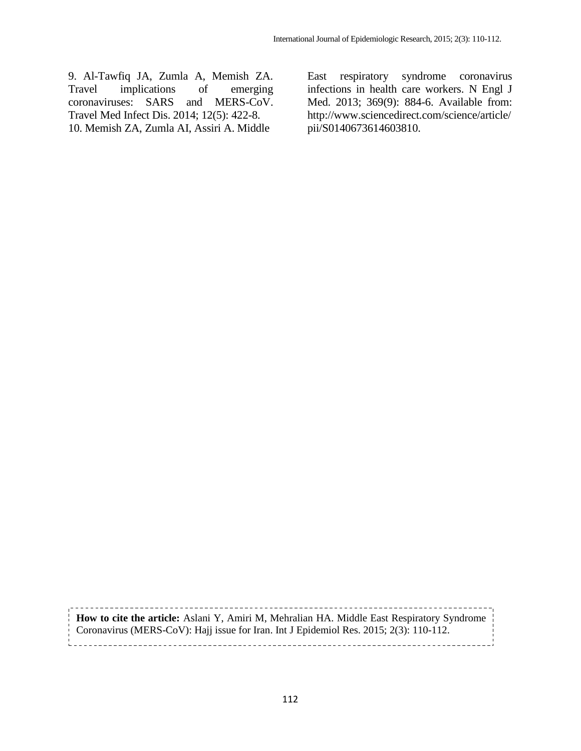9. Al-Tawfiq JA, Zumla A, Memish ZA. Travel implications of emerging coronaviruses: SARS and MERS-CoV. Travel Med Infect Dis. 2014; 12(5): 422-8.

10. Memish ZA, Zumla AI, Assiri A. Middle East respiratory syndrome coronavirus infections in health care workers. N Engl J Med. 2013; 369(9): 884-6. Available from: http://www.sciencedirect.com/science/article/pii/S0140673614603810.

**How to cite the article:** Aslani Y, Amiri M, Mehralian HA. Middle East Respiratory Syndrome Coronavirus (MERS-CoV): Hajj issue for Iran. Int J Epidemiol Res. 2015; 2(3): 110-112.